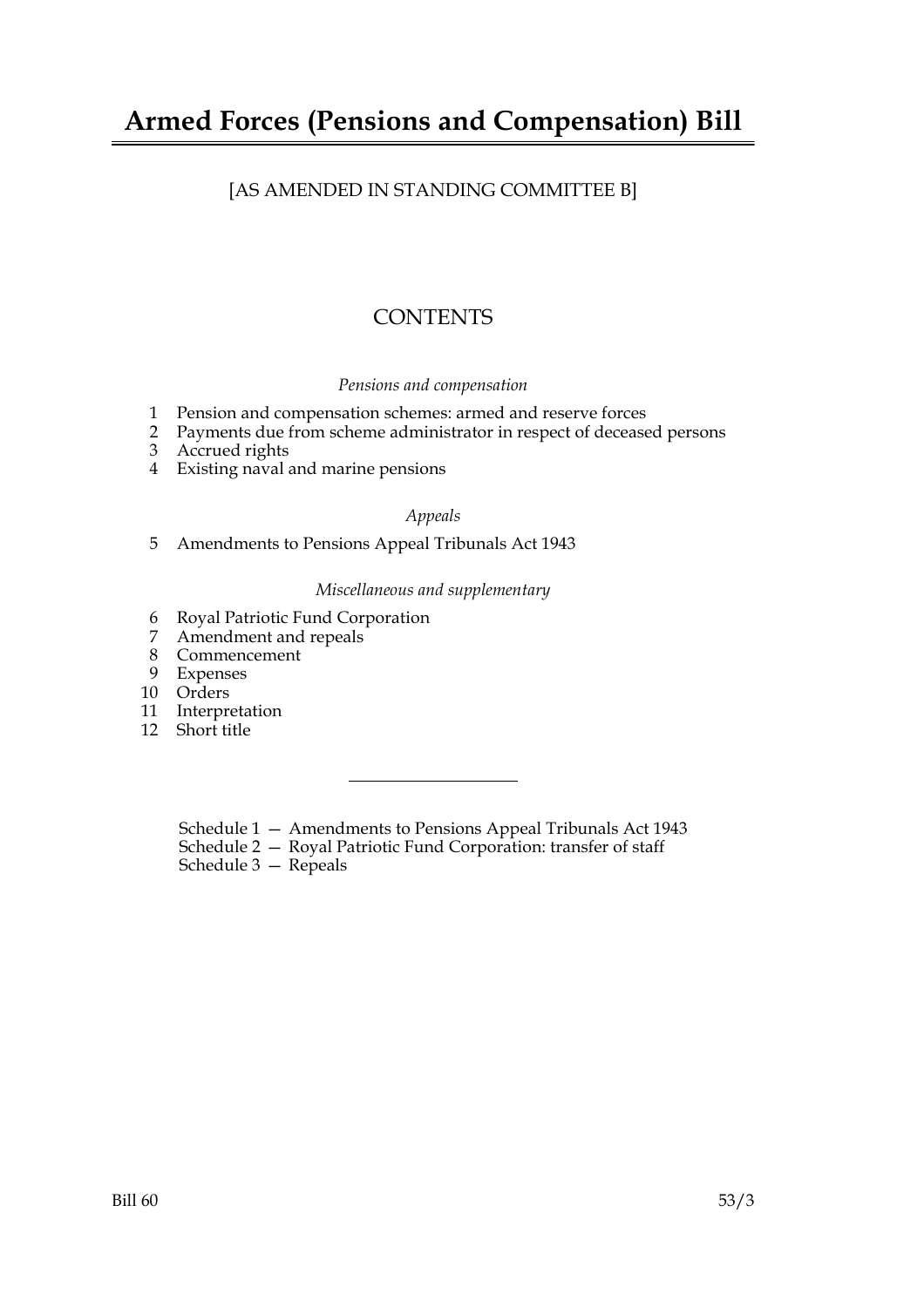# Armed Forces (Pensions and Compensation) Bill

[AS AMENDED IN STANDING COMMITTEE B]

## CONTENTS

*Pensions and compensation*

1 Pension and compensation schemes: armed and reserve forces
2 Payments due from scheme administrator in respect of deceased persons
3 Accrued rights
4 Existing naval and marine pensions

*Appeals*

5 Amendments to Pensions Appeal Tribunals Act 1943

*Miscellaneous and supplementary*

6 Royal Patriotic Fund Corporation
7 Amendment and repeals
8 Commencement
9 Expenses
10 Orders
11 Interpretation
12 Short title

---

Schedule 1 — Amendments to Pensions Appeal Tribunals Act 1943
Schedule 2 — Royal Patriotic Fund Corporation: transfer of staff
Schedule 3 — Repeals

Bill 60 53/3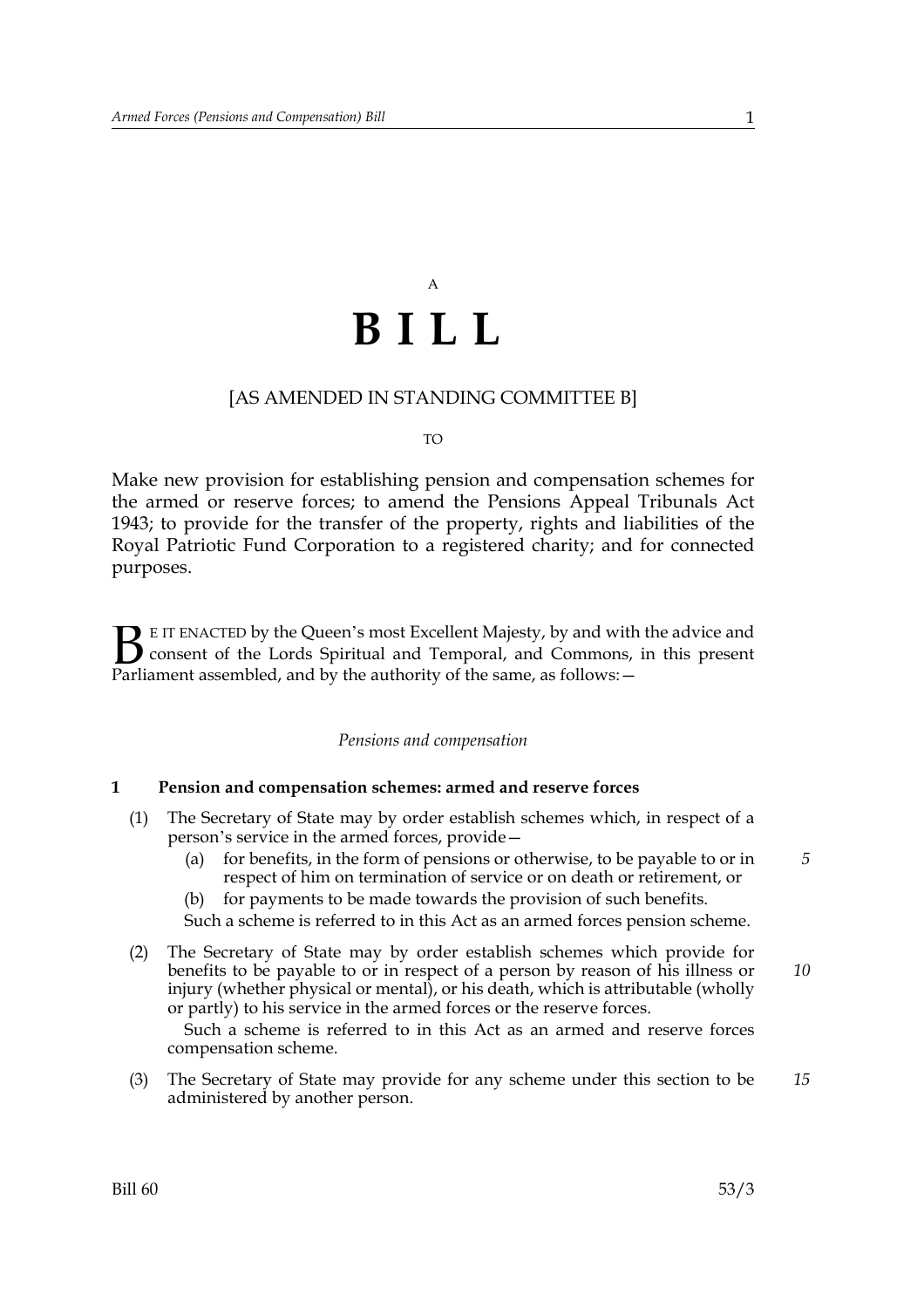A

# B I L L

[AS AMENDED IN STANDING COMMITTEE B]

TO

Make new provision for establishing pension and compensation schemes for the armed or reserve forces; to amend the Pensions Appeal Tribunals Act 1943; to provide for the transfer of the property, rights and liabilities of the Royal Patriotic Fund Corporation to a registered charity; and for connected purposes.

BE IT ENACTED by the Queen's most Excellent Majesty, by and with the advice and consent of the Lords Spiritual and Temporal, and Commons, in this present Parliament assembled, and by the authority of the same, as follows:—

*Pensions and compensation*

**1 Pension and compensation schemes: armed and reserve forces**

(1) The Secretary of State may by order establish schemes which, in respect of a person's service in the armed forces, provide—

(a) for benefits, in the form of pensions or otherwise, to be payable to or in respect of him on termination of service or on death or retirement, or

(b) for payments to be made towards the provision of such benefits.

Such a scheme is referred to in this Act as an armed forces pension scheme.

(2) The Secretary of State may by order establish schemes which provide for benefits to be payable to or in respect of a person by reason of his illness or injury (whether physical or mental), or his death, which is attributable (wholly or partly) to his service in the armed forces or the reserve forces.

Such a scheme is referred to in this Act as an armed and reserve forces compensation scheme.

(3) The Secretary of State may provide for any scheme under this section to be administered by another person.

Bill 60 53/3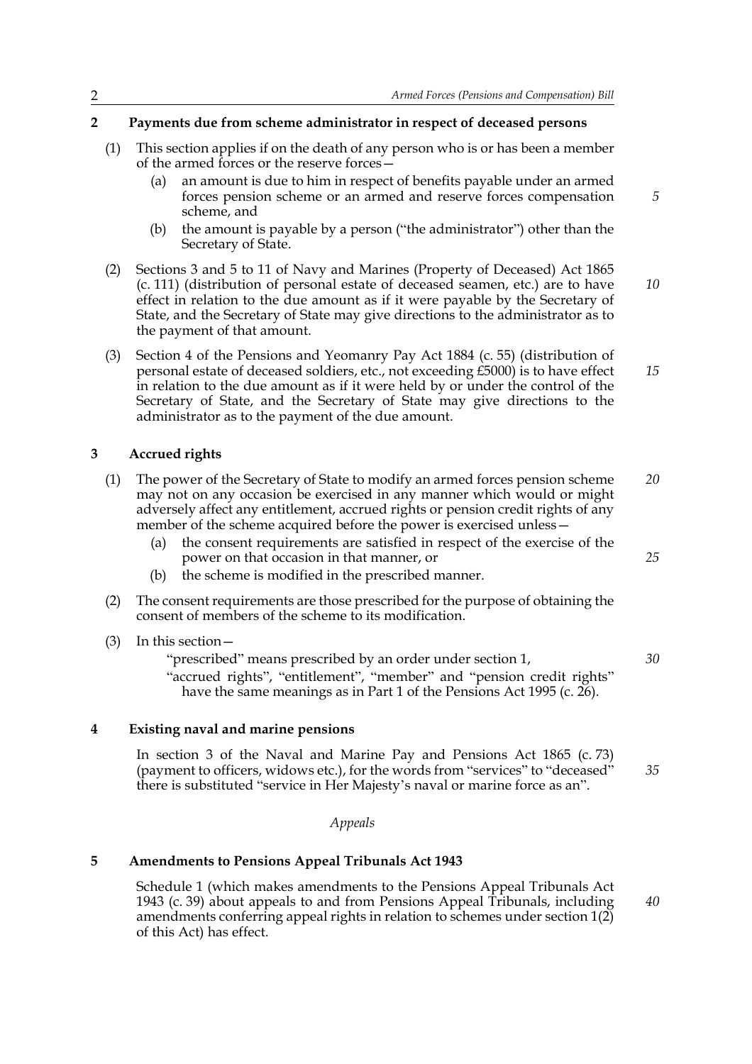## 2 Payments due from scheme administrator in respect of deceased persons

(1) This section applies if on the death of any person who is or has been a member of the armed forces or the reserve forces—

(a) an amount is due to him in respect of benefits payable under an armed forces pension scheme or an armed and reserve forces compensation scheme, and

(b) the amount is payable by a person ("the administrator") other than the Secretary of State.

(2) Sections 3 and 5 to 11 of Navy and Marines (Property of Deceased) Act 1865 (c. 111) (distribution of personal estate of deceased seamen, etc.) are to have effect in relation to the due amount as if it were payable by the Secretary of State, and the Secretary of State may give directions to the administrator as to the payment of that amount.

(3) Section 4 of the Pensions and Yeomanry Pay Act 1884 (c. 55) (distribution of personal estate of deceased soldiers, etc., not exceeding £5000) is to have effect in relation to the due amount as if it were held by or under the control of the Secretary of State, and the Secretary of State may give directions to the administrator as to the payment of the due amount.

## 3 Accrued rights

(1) The power of the Secretary of State to modify an armed forces pension scheme may not on any occasion be exercised in any manner which would or might adversely affect any entitlement, accrued rights or pension credit rights of any member of the scheme acquired before the power is exercised unless—

(a) the consent requirements are satisfied in respect of the exercise of the power on that occasion in that manner, or

(b) the scheme is modified in the prescribed manner.

(2) The consent requirements are those prescribed for the purpose of obtaining the consent of members of the scheme to its modification.

(3) In this section—

"prescribed" means prescribed by an order under section 1,

"accrued rights", "entitlement", "member" and "pension credit rights" have the same meanings as in Part 1 of the Pensions Act 1995 (c. 26).

## 4 Existing naval and marine pensions

In section 3 of the Naval and Marine Pay and Pensions Act 1865 (c. 73) (payment to officers, widows etc.), for the words from "services" to "deceased" there is substituted "service in Her Majesty's naval or marine force as an".

*Appeals*

## 5 Amendments to Pensions Appeal Tribunals Act 1943

Schedule 1 (which makes amendments to the Pensions Appeal Tribunals Act 1943 (c. 39) about appeals to and from Pensions Appeal Tribunals, including amendments conferring appeal rights in relation to schemes under section 1(2) of this Act) has effect.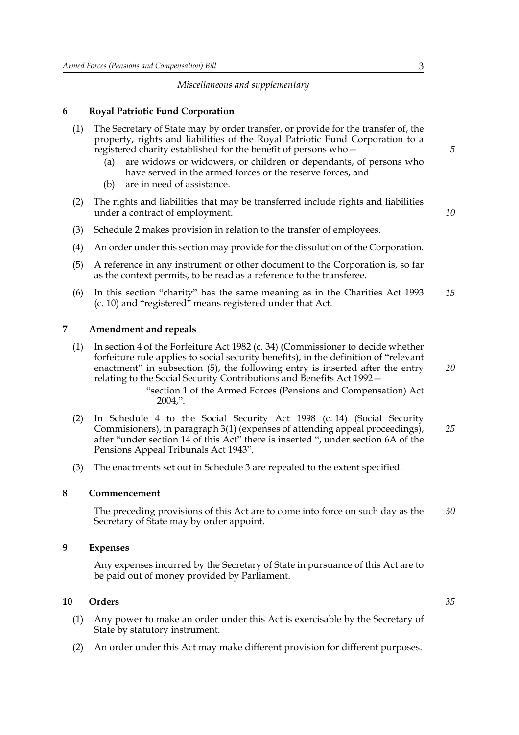*Miscellaneous and supplementary*

## 6 Royal Patriotic Fund Corporation

(1) The Secretary of State may by order transfer, or provide for the transfer of, the property, rights and liabilities of the Royal Patriotic Fund Corporation to a registered charity established for the benefit of persons who—

- (a) are widows or widowers, or children or dependants, of persons who have served in the armed forces or the reserve forces, and
- (b) are in need of assistance.

(2) The rights and liabilities that may be transferred include rights and liabilities under a contract of employment.

(3) Schedule 2 makes provision in relation to the transfer of employees.

(4) An order under this section may provide for the dissolution of the Corporation.

(5) A reference in any instrument or other document to the Corporation is, so far as the context permits, to be read as a reference to the transferee.

(6) In this section "charity" has the same meaning as in the Charities Act 1993 (c. 10) and "registered" means registered under that Act.

## 7 Amendment and repeals

(1) In section 4 of the Forfeiture Act 1982 (c. 34) (Commissioner to decide whether forfeiture rule applies to social security benefits), in the definition of "relevant enactment" in subsection (5), the following entry is inserted after the entry relating to the Social Security Contributions and Benefits Act 1992—

> "section 1 of the Armed Forces (Pensions and Compensation) Act 2004,".

(2) In Schedule 4 to the Social Security Act 1998 (c. 14) (Social Security Commisioners), in paragraph 3(1) (expenses of attending appeal proceedings), after "under section 14 of this Act" there is inserted ", under section 6A of the Pensions Appeal Tribunals Act 1943".

(3) The enactments set out in Schedule 3 are repealed to the extent specified.

## 8 Commencement

The preceding provisions of this Act are to come into force on such day as the Secretary of State may by order appoint.

## 9 Expenses

Any expenses incurred by the Secretary of State in pursuance of this Act are to be paid out of money provided by Parliament.

## 10 Orders

(1) Any power to make an order under this Act is exercisable by the Secretary of State by statutory instrument.

(2) An order under this Act may make different provision for different purposes.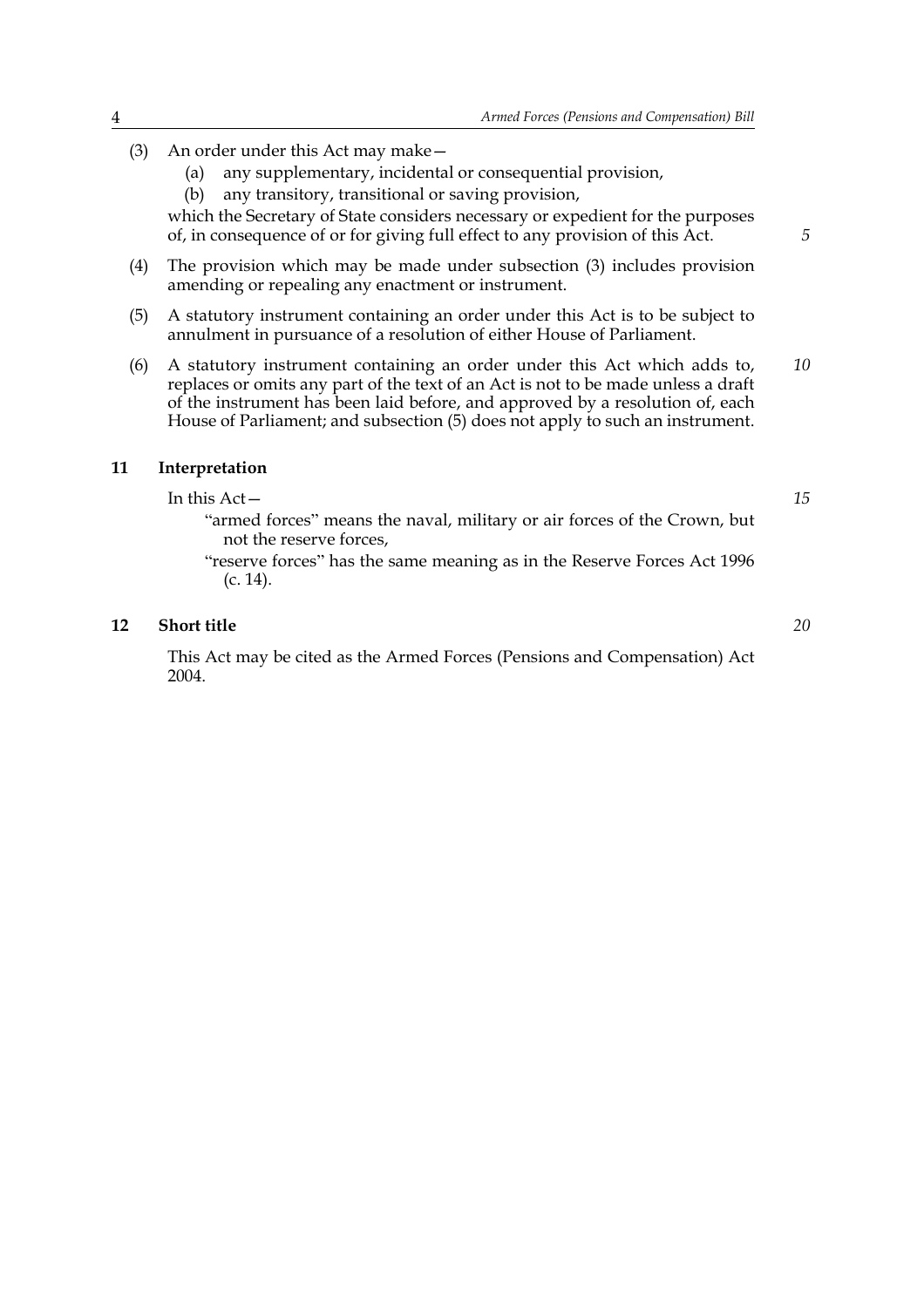(3) An order under this Act may make—

  (a) any supplementary, incidental or consequential provision,

  (b) any transitory, transitional or saving provision,

which the Secretary of State considers necessary or expedient for the purposes of, in consequence of or for giving full effect to any provision of this Act.

(4) The provision which may be made under subsection (3) includes provision amending or repealing any enactment or instrument.

(5) A statutory instrument containing an order under this Act is to be subject to annulment in pursuance of a resolution of either House of Parliament.

(6) A statutory instrument containing an order under this Act which adds to, replaces or omits any part of the text of an Act is not to be made unless a draft of the instrument has been laid before, and approved by a resolution of, each House of Parliament; and subsection (5) does not apply to such an instrument.

## 11 Interpretation

In this Act—

"armed forces" means the naval, military or air forces of the Crown, but not the reserve forces,

"reserve forces" has the same meaning as in the Reserve Forces Act 1996 (c. 14).

## 12 Short title

This Act may be cited as the Armed Forces (Pensions and Compensation) Act 2004.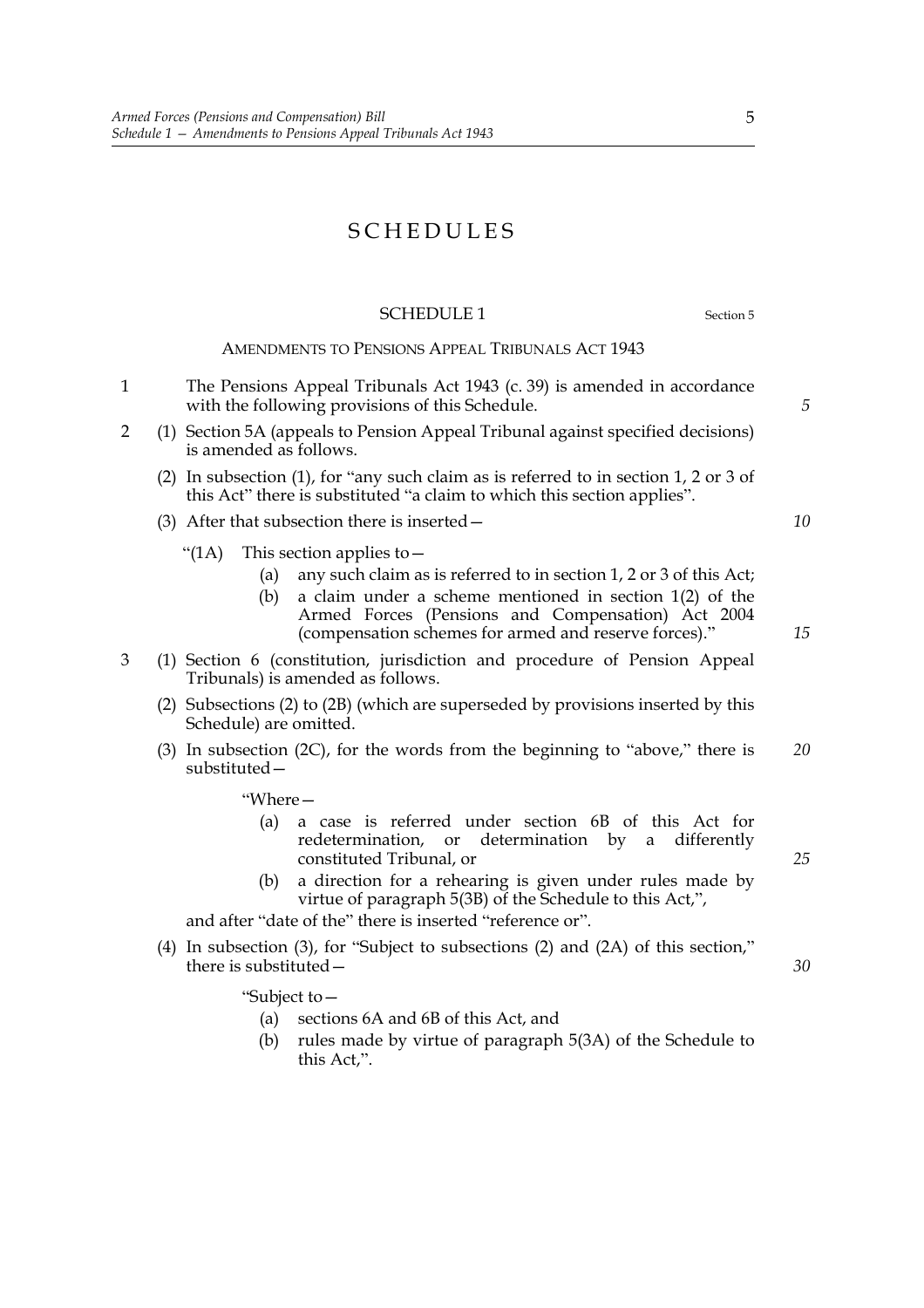# SCHEDULES

## SCHEDULE 1

Section 5

### AMENDMENTS TO PENSIONS APPEAL TRIBUNALS ACT 1943

1 The Pensions Appeal Tribunals Act 1943 (c. 39) is amended in accordance with the following provisions of this Schedule.

2 (1) Section 5A (appeals to Pension Appeal Tribunal against specified decisions) is amended as follows.

(2) In subsection (1), for "any such claim as is referred to in section 1, 2 or 3 of this Act" there is substituted "a claim to which this section applies".

(3) After that subsection there is inserted—

"(1A) This section applies to—

(a) any such claim as is referred to in section 1, 2 or 3 of this Act;

(b) a claim under a scheme mentioned in section 1(2) of the Armed Forces (Pensions and Compensation) Act 2004 (compensation schemes for armed and reserve forces)."

3 (1) Section 6 (constitution, jurisdiction and procedure of Pension Appeal Tribunals) is amended as follows.

(2) Subsections (2) to (2B) (which are superseded by provisions inserted by this Schedule) are omitted.

(3) In subsection (2C), for the words from the beginning to "above," there is substituted—

"Where—

(a) a case is referred under section 6B of this Act for redetermination, or determination by a differently constituted Tribunal, or

(b) a direction for a rehearing is given under rules made by virtue of paragraph 5(3B) of the Schedule to this Act,",

and after "date of the" there is inserted "reference or".

(4) In subsection (3), for "Subject to subsections (2) and (2A) of this section," there is substituted—

"Subject to—

(a) sections 6A and 6B of this Act, and

(b) rules made by virtue of paragraph 5(3A) of the Schedule to this Act,".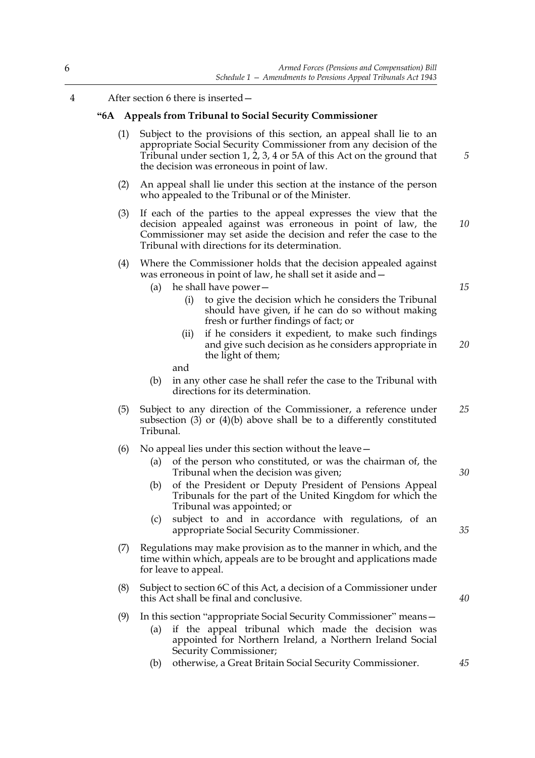4 After section 6 there is inserted—

**"6A Appeals from Tribunal to Social Security Commissioner**

(1) Subject to the provisions of this section, an appeal shall lie to an appropriate Social Security Commissioner from any decision of the Tribunal under section 1, 2, 3, 4 or 5A of this Act on the ground that the decision was erroneous in point of law.

(2) An appeal shall lie under this section at the instance of the person who appealed to the Tribunal or of the Minister.

(3) If each of the parties to the appeal expresses the view that the decision appealed against was erroneous in point of law, the Commissioner may set aside the decision and refer the case to the Tribunal with directions for its determination.

(4) Where the Commissioner holds that the decision appealed against was erroneous in point of law, he shall set it aside and—

- (a) he shall have power—
  - (i) to give the decision which he considers the Tribunal should have given, if he can do so without making fresh or further findings of fact; or
  - (ii) if he considers it expedient, to make such findings and give such decision as he considers appropriate in the light of them;

  and
- (b) in any other case he shall refer the case to the Tribunal with directions for its determination.

(5) Subject to any direction of the Commissioner, a reference under subsection (3) or (4)(b) above shall be to a differently constituted Tribunal.

(6) No appeal lies under this section without the leave—

- (a) of the person who constituted, or was the chairman of, the Tribunal when the decision was given;
- (b) of the President or Deputy President of Pensions Appeal Tribunals for the part of the United Kingdom for which the Tribunal was appointed; or
- (c) subject to and in accordance with regulations, of an appropriate Social Security Commissioner.

(7) Regulations may make provision as to the manner in which, and the time within which, appeals are to be brought and applications made for leave to appeal.

(8) Subject to section 6C of this Act, a decision of a Commissioner under this Act shall be final and conclusive.

(9) In this section "appropriate Social Security Commissioner" means—

- (a) if the appeal tribunal which made the decision was appointed for Northern Ireland, a Northern Ireland Social Security Commissioner;
- (b) otherwise, a Great Britain Social Security Commissioner.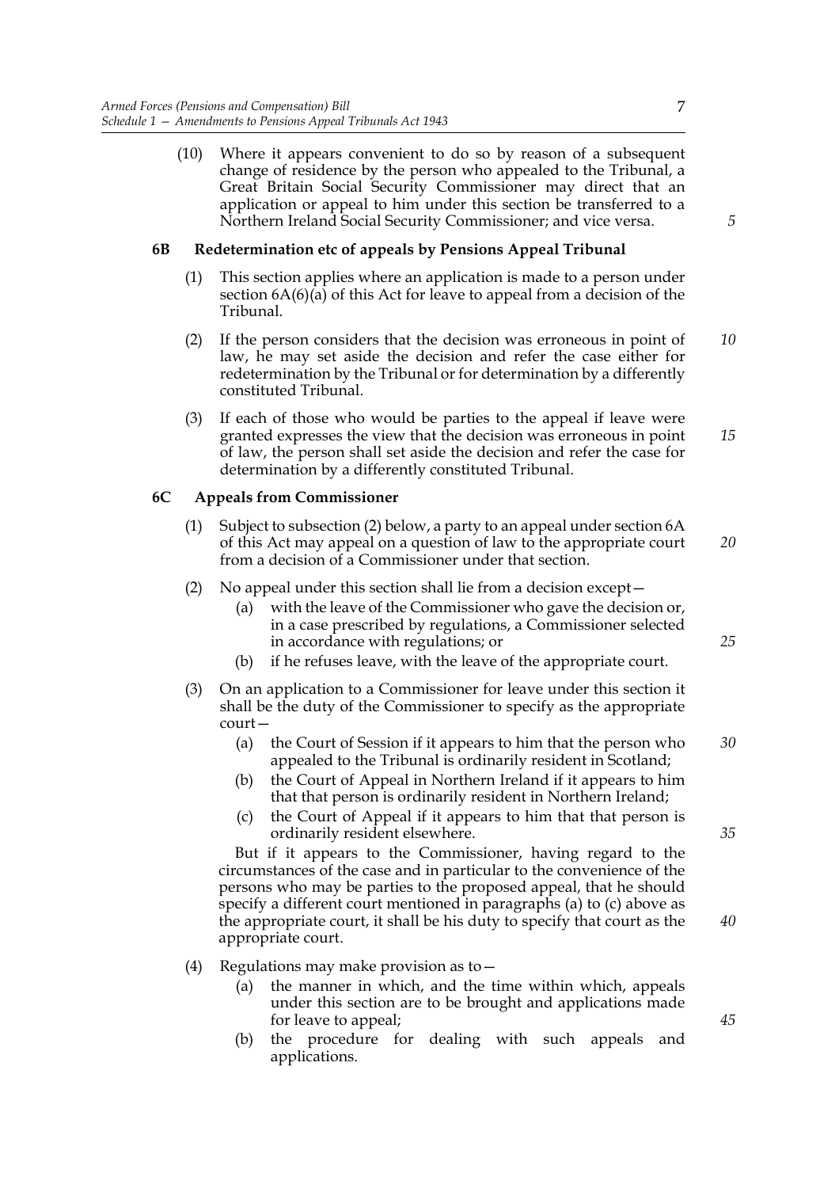(10) Where it appears convenient to do so by reason of a subsequent change of residence by the person who appealed to the Tribunal, a Great Britain Social Security Commissioner may direct that an application or appeal to him under this section be transferred to a Northern Ireland Social Security Commissioner; and vice versa.

**6B Redetermination etc of appeals by Pensions Appeal Tribunal**

(1) This section applies where an application is made to a person under section 6A(6)(a) of this Act for leave to appeal from a decision of the Tribunal.

(2) If the person considers that the decision was erroneous in point of law, he may set aside the decision and refer the case either for redetermination by the Tribunal or for determination by a differently constituted Tribunal.

(3) If each of those who would be parties to the appeal if leave were granted expresses the view that the decision was erroneous in point of law, the person shall set aside the decision and refer the case for determination by a differently constituted Tribunal.

**6C Appeals from Commissioner**

(1) Subject to subsection (2) below, a party to an appeal under section 6A of this Act may appeal on a question of law to the appropriate court from a decision of a Commissioner under that section.

(2) No appeal under this section shall lie from a decision except—

(a) with the leave of the Commissioner who gave the decision or, in a case prescribed by regulations, a Commissioner selected in accordance with regulations; or

(b) if he refuses leave, with the leave of the appropriate court.

(3) On an application to a Commissioner for leave under this section it shall be the duty of the Commissioner to specify as the appropriate court—

(a) the Court of Session if it appears to him that the person who appealed to the Tribunal is ordinarily resident in Scotland;

(b) the Court of Appeal in Northern Ireland if it appears to him that that person is ordinarily resident in Northern Ireland;

(c) the Court of Appeal if it appears to him that that person is ordinarily resident elsewhere.

But if it appears to the Commissioner, having regard to the circumstances of the case and in particular to the convenience of the persons who may be parties to the proposed appeal, that he should specify a different court mentioned in paragraphs (a) to (c) above as the appropriate court, it shall be his duty to specify that court as the appropriate court.

(4) Regulations may make provision as to—

(a) the manner in which, and the time within which, appeals under this section are to be brought and applications made for leave to appeal;

(b) the procedure for dealing with such appeals and applications.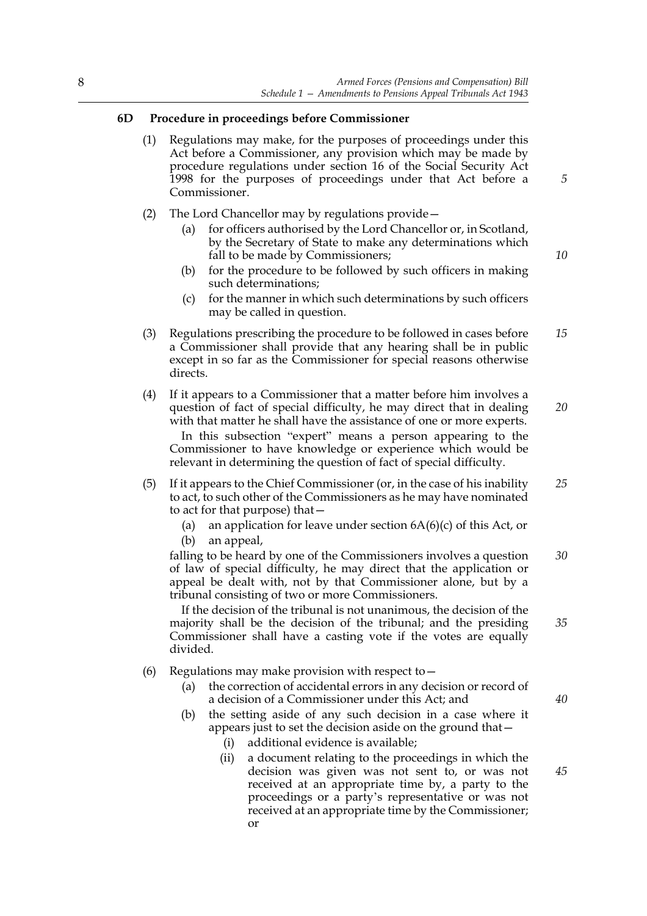### 6D Procedure in proceedings before Commissioner

(1) Regulations may make, for the purposes of proceedings under this Act before a Commissioner, any provision which may be made by procedure regulations under section 16 of the Social Security Act 1998 for the purposes of proceedings under that Act before a Commissioner.

(2) The Lord Chancellor may by regulations provide—

- (a) for officers authorised by the Lord Chancellor or, in Scotland, by the Secretary of State to make any determinations which fall to be made by Commissioners;
- (b) for the procedure to be followed by such officers in making such determinations;
- (c) for the manner in which such determinations by such officers may be called in question.

(3) Regulations prescribing the procedure to be followed in cases before a Commissioner shall provide that any hearing shall be in public except in so far as the Commissioner for special reasons otherwise directs.

(4) If it appears to a Commissioner that a matter before him involves a question of fact of special difficulty, he may direct that in dealing with that matter he shall have the assistance of one or more experts.

In this subsection "expert" means a person appearing to the Commissioner to have knowledge or experience which would be relevant in determining the question of fact of special difficulty.

(5) If it appears to the Chief Commissioner (or, in the case of his inability to act, to such other of the Commissioners as he may have nominated to act for that purpose) that—

- (a) an application for leave under section 6A(6)(c) of this Act, or
- (b) an appeal,

falling to be heard by one of the Commissioners involves a question of law of special difficulty, he may direct that the application or appeal be dealt with, not by that Commissioner alone, but by a tribunal consisting of two or more Commissioners.

If the decision of the tribunal is not unanimous, the decision of the majority shall be the decision of the tribunal; and the presiding Commissioner shall have a casting vote if the votes are equally divided.

(6) Regulations may make provision with respect to—

- (a) the correction of accidental errors in any decision or record of a decision of a Commissioner under this Act; and
- (b) the setting aside of any such decision in a case where it appears just to set the decision aside on the ground that—
  - (i) additional evidence is available;
  - (ii) a document relating to the proceedings in which the decision was given was not sent to, or was not received at an appropriate time by, a party to the proceedings or a party's representative or was not received at an appropriate time by the Commissioner; or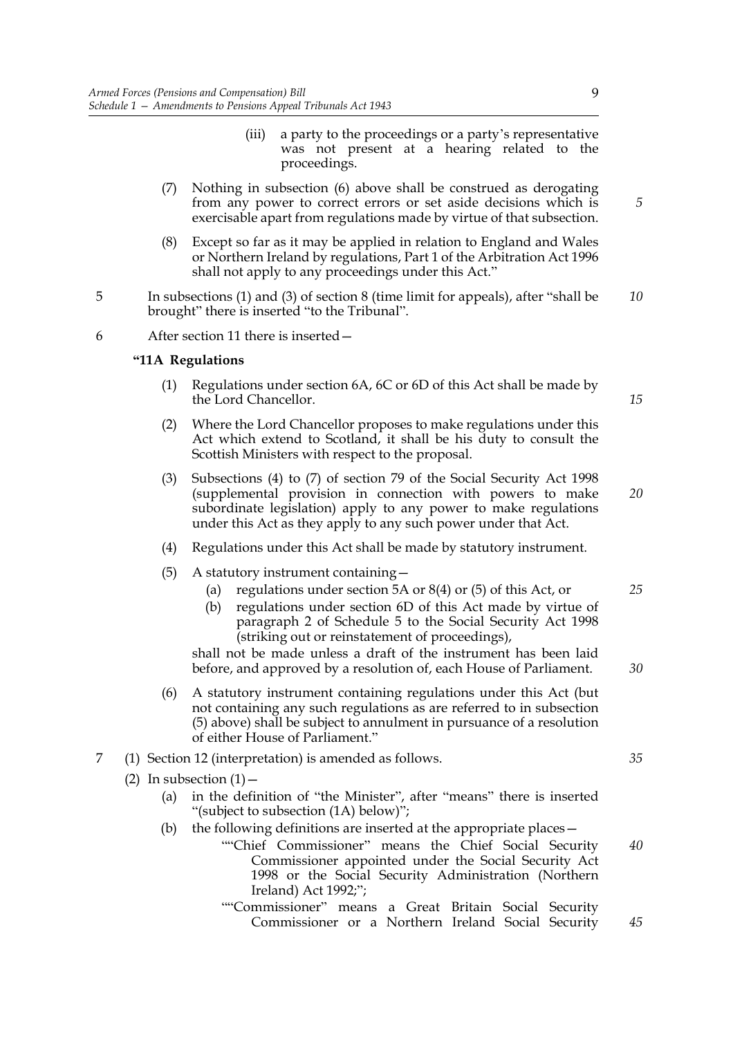(iii) a party to the proceedings or a party's representative was not present at a hearing related to the proceedings.

(7) Nothing in subsection (6) above shall be construed as derogating from any power to correct errors or set aside decisions which is exercisable apart from regulations made by virtue of that subsection.

(8) Except so far as it may be applied in relation to England and Wales or Northern Ireland by regulations, Part 1 of the Arbitration Act 1996 shall not apply to any proceedings under this Act."

5 In subsections (1) and (3) of section 8 (time limit for appeals), after "shall be brought" there is inserted "to the Tribunal".

6 After section 11 there is inserted—

**"11A Regulations**

(1) Regulations under section 6A, 6C or 6D of this Act shall be made by the Lord Chancellor.

(2) Where the Lord Chancellor proposes to make regulations under this Act which extend to Scotland, it shall be his duty to consult the Scottish Ministers with respect to the proposal.

(3) Subsections (4) to (7) of section 79 of the Social Security Act 1998 (supplemental provision in connection with powers to make subordinate legislation) apply to any power to make regulations under this Act as they apply to any such power under that Act.

(4) Regulations under this Act shall be made by statutory instrument.

(5) A statutory instrument containing—

(a) regulations under section 5A or 8(4) or (5) of this Act, or

(b) regulations under section 6D of this Act made by virtue of paragraph 2 of Schedule 5 to the Social Security Act 1998 (striking out or reinstatement of proceedings),

shall not be made unless a draft of the instrument has been laid before, and approved by a resolution of, each House of Parliament.

(6) A statutory instrument containing regulations under this Act (but not containing any such regulations as are referred to in subsection (5) above) shall be subject to annulment in pursuance of a resolution of either House of Parliament."

7 (1) Section 12 (interpretation) is amended as follows.

(2) In subsection (1)—

(a) in the definition of "the Minister", after "means" there is inserted "(subject to subsection (1A) below)";

(b) the following definitions are inserted at the appropriate places—

""Chief Commissioner" means the Chief Social Security Commissioner appointed under the Social Security Act 1998 or the Social Security Administration (Northern Ireland) Act 1992;";

""Commissioner" means a Great Britain Social Security Commissioner or a Northern Ireland Social Security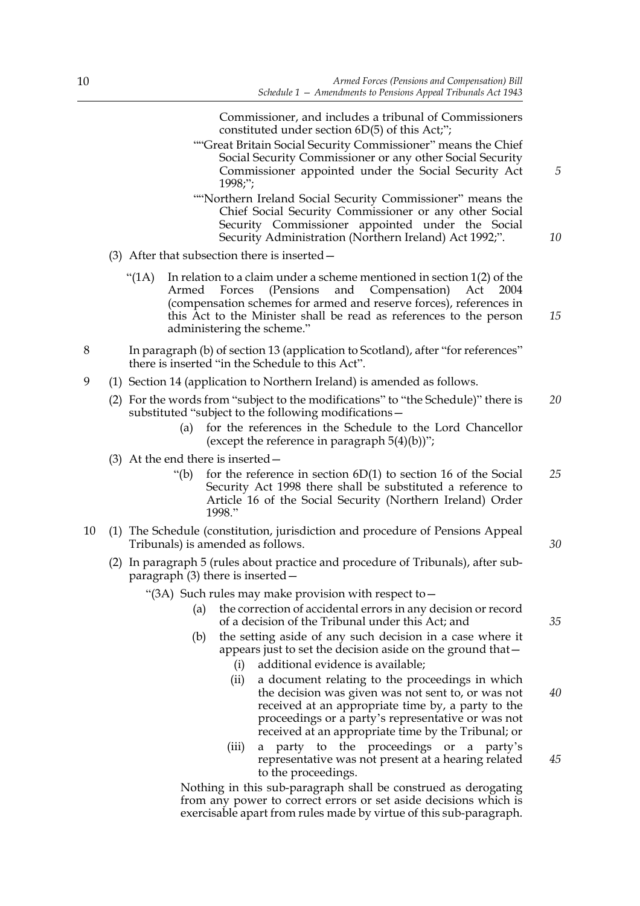Commissioner, and includes a tribunal of Commissioners constituted under section 6D(5) of this Act;";

""Great Britain Social Security Commissioner" means the Chief Social Security Commissioner or any other Social Security Commissioner appointed under the Social Security Act 1998;";

""Northern Ireland Social Security Commissioner" means the Chief Social Security Commissioner or any other Social Security Commissioner appointed under the Social Security Administration (Northern Ireland) Act 1992;".

(3) After that subsection there is inserted—

"(1A) In relation to a claim under a scheme mentioned in section 1(2) of the Armed Forces (Pensions and Compensation) Act 2004 (compensation schemes for armed and reserve forces), references in this Act to the Minister shall be read as references to the person administering the scheme."

8 In paragraph (b) of section 13 (application to Scotland), after "for references" there is inserted "in the Schedule to this Act".

9 (1) Section 14 (application to Northern Ireland) is amended as follows.

(2) For the words from "subject to the modifications" to "the Schedule)" there is substituted "subject to the following modifications—

(a) for the references in the Schedule to the Lord Chancellor (except the reference in paragraph 5(4)(b))";

(3) At the end there is inserted—

"(b) for the reference in section 6D(1) to section 16 of the Social Security Act 1998 there shall be substituted a reference to Article 16 of the Social Security (Northern Ireland) Order 1998."

10 (1) The Schedule (constitution, jurisdiction and procedure of Pensions Appeal Tribunals) is amended as follows.

(2) In paragraph 5 (rules about practice and procedure of Tribunals), after sub-paragraph (3) there is inserted—

"(3A) Such rules may make provision with respect to—

(a) the correction of accidental errors in any decision or record of a decision of the Tribunal under this Act; and

(b) the setting aside of any such decision in a case where it appears just to set the decision aside on the ground that—

(i) additional evidence is available;

(ii) a document relating to the proceedings in which the decision was given was not sent to, or was not received at an appropriate time by, a party to the proceedings or a party's representative or was not received at an appropriate time by the Tribunal; or

(iii) a party to the proceedings or a party's representative was not present at a hearing related to the proceedings.

Nothing in this sub-paragraph shall be construed as derogating from any power to correct errors or set aside decisions which is exercisable apart from rules made by virtue of this sub-paragraph.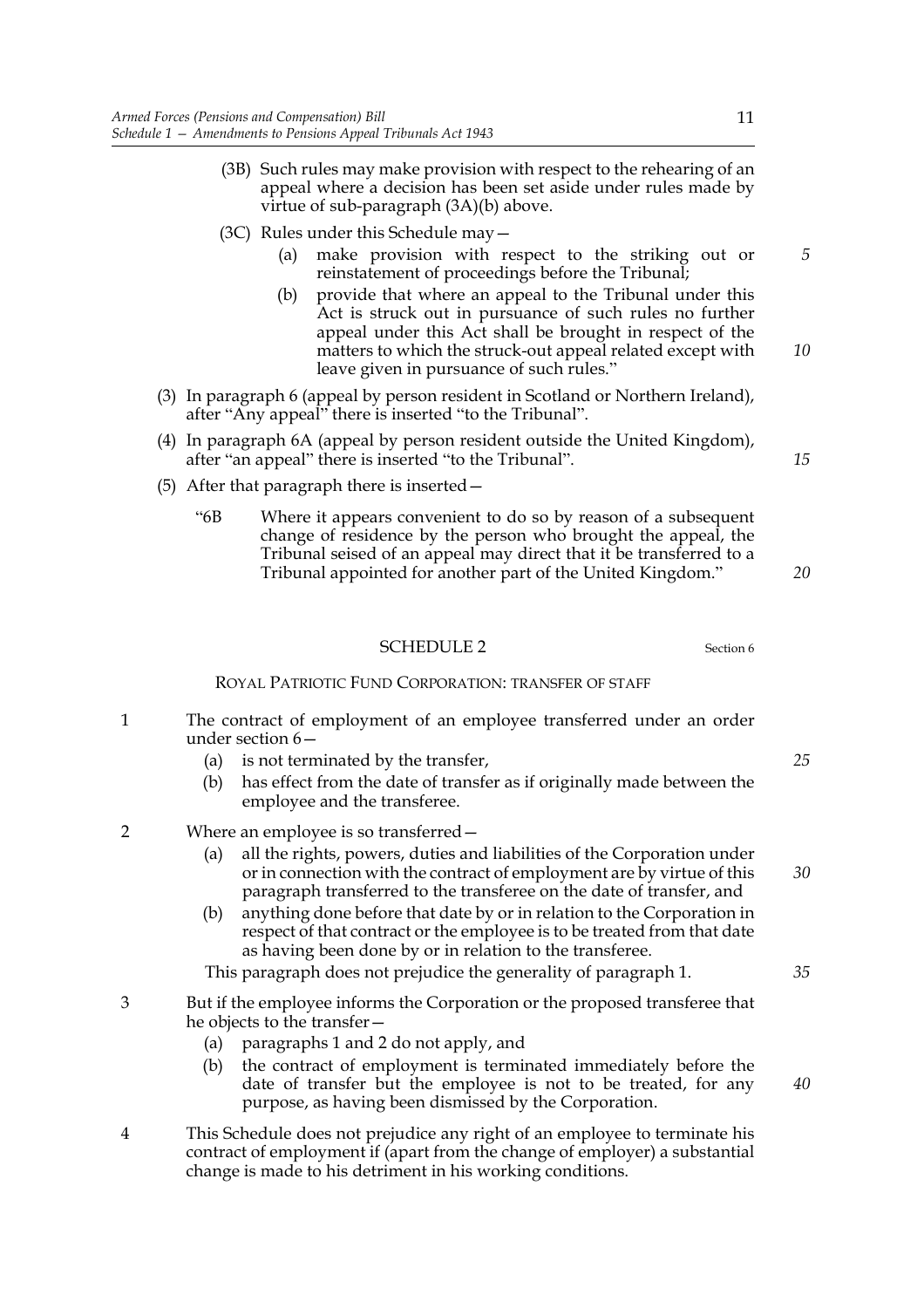(3B) Such rules may make provision with respect to the rehearing of an appeal where a decision has been set aside under rules made by virtue of sub-paragraph (3A)(b) above.

(3C) Rules under this Schedule may—

(a) make provision with respect to the striking out or reinstatement of proceedings before the Tribunal;

(b) provide that where an appeal to the Tribunal under this Act is struck out in pursuance of such rules no further appeal under this Act shall be brought in respect of the matters to which the struck-out appeal related except with leave given in pursuance of such rules."

(3) In paragraph 6 (appeal by person resident in Scotland or Northern Ireland), after "Any appeal" there is inserted "to the Tribunal".

(4) In paragraph 6A (appeal by person resident outside the United Kingdom), after "an appeal" there is inserted "to the Tribunal".

(5) After that paragraph there is inserted—

"6B Where it appears convenient to do so by reason of a subsequent change of residence by the person who brought the appeal, the Tribunal seised of an appeal may direct that it be transferred to a Tribunal appointed for another part of the United Kingdom."

## SCHEDULE 2

Section 6

ROYAL PATRIOTIC FUND CORPORATION: TRANSFER OF STAFF

1 The contract of employment of an employee transferred under an order under section 6—

(a) is not terminated by the transfer,

(b) has effect from the date of transfer as if originally made between the employee and the transferee.

2 Where an employee is so transferred—

(a) all the rights, powers, duties and liabilities of the Corporation under or in connection with the contract of employment are by virtue of this paragraph transferred to the transferee on the date of transfer, and

(b) anything done before that date by or in relation to the Corporation in respect of that contract or the employee is to be treated from that date as having been done by or in relation to the transferee.

This paragraph does not prejudice the generality of paragraph 1.

3 But if the employee informs the Corporation or the proposed transferee that he objects to the transfer—

(a) paragraphs 1 and 2 do not apply, and

(b) the contract of employment is terminated immediately before the date of transfer but the employee is not to be treated, for any purpose, as having been dismissed by the Corporation.

4 This Schedule does not prejudice any right of an employee to terminate his contract of employment if (apart from the change of employer) a substantial change is made to his detriment in his working conditions.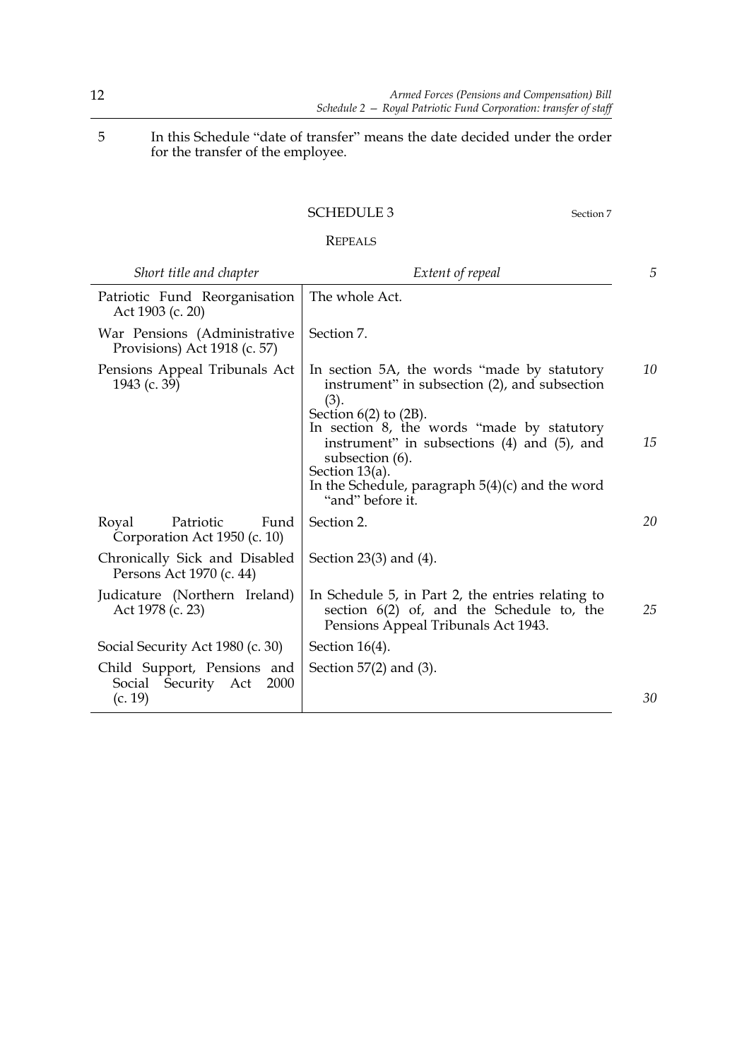5 In this Schedule "date of transfer" means the date decided under the order for the transfer of the employee.

## SCHEDULE 3

Section 7

### REPEALS

| *Short title and chapter* | *Extent of repeal* |
| --- | --- |
| Patriotic Fund Reorganisation Act 1903 (c. 20) | The whole Act. |
| War Pensions (Administrative Provisions) Act 1918 (c. 57) | Section 7. |
| Pensions Appeal Tribunals Act 1943 (c. 39) | In section 5A, the words "made by statutory instrument" in subsection (2), and subsection (3).<br>Section 6(2) to (2B).<br>In section 8, the words "made by statutory instrument" in subsections (4) and (5), and subsection (6).<br>Section 13(a).<br>In the Schedule, paragraph 5(4)(c) and the word "and" before it. |
| Royal Patriotic Fund Corporation Act 1950 (c. 10) | Section 2. |
| Chronically Sick and Disabled Persons Act 1970 (c. 44) | Section 23(3) and (4). |
| Judicature (Northern Ireland) Act 1978 (c. 23) | In Schedule 5, in Part 2, the entries relating to section 6(2) of, and the Schedule to, the Pensions Appeal Tribunals Act 1943. |
| Social Security Act 1980 (c. 30) | Section 16(4). |
| Child Support, Pensions and Social Security Act 2000 (c. 19) | Section 57(2) and (3). |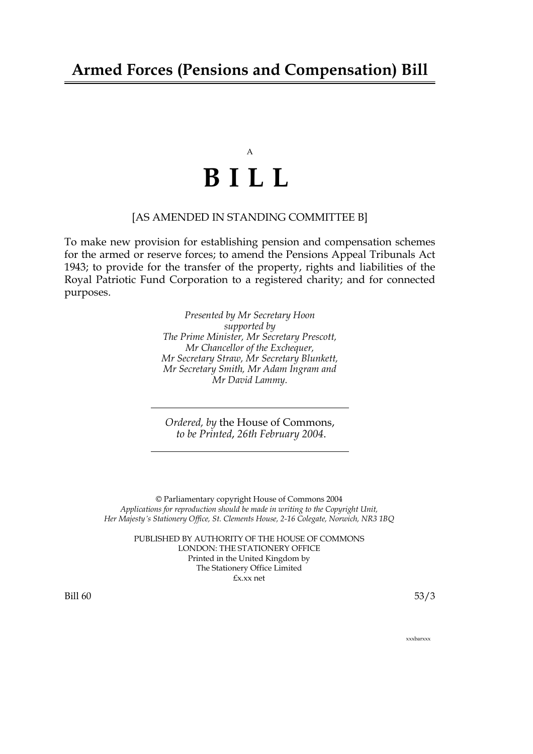# Armed Forces (Pensions and Compensation) Bill

A

# B I L L

[AS AMENDED IN STANDING COMMITTEE B]

To make new provision for establishing pension and compensation schemes for the armed or reserve forces; to amend the Pensions Appeal Tribunals Act 1943; to provide for the transfer of the property, rights and liabilities of the Royal Patriotic Fund Corporation to a registered charity; and for connected purposes.

*Presented by Mr Secretary Hoon*
*supported by*
*The Prime Minister, Mr Secretary Prescott,*
*Mr Chancellor of the Exchequer,*
*Mr Secretary Straw, Mr Secretary Blunkett,*
*Mr Secretary Smith, Mr Adam Ingram and*
*Mr David Lammy.*

---

*Ordered, by* the House of Commons,
*to be Printed, 26th February 2004.*

---

© Parliamentary copyright House of Commons 2004
*Applications for reproduction should be made in writing to the Copyright Unit,*
*Her Majesty's Stationery Office, St. Clements House, 2-16 Colegate, Norwich, NR3 1BQ*

PUBLISHED BY AUTHORITY OF THE HOUSE OF COMMONS
LONDON: THE STATIONERY OFFICE
Printed in the United Kingdom by
The Stationery Office Limited
£x.xx net

Bill 60 53/3

xxxbarxxx